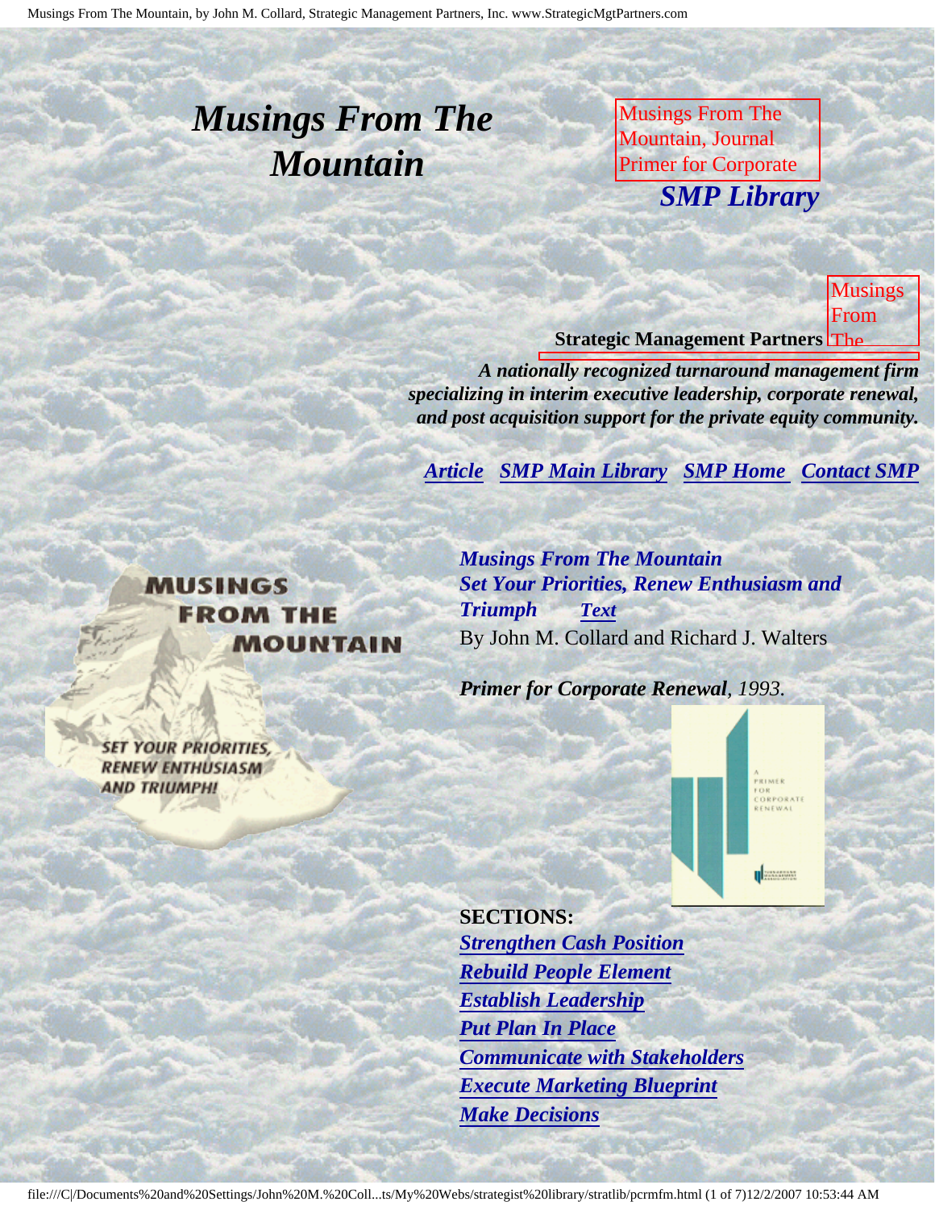# *Musings From The Mountain*

Musings From The Mountain, Journal Primer for Corporate

***SMP Library***

Musings From The

**Strategic Management Partners**

***A nationally recognized turnaround management firm specializing in interim executive leadership, corporate renewal, and post acquisition support for the private equity community.***

***Article***   ***SMP Main Library***   ***SMP Home***   ***Contact SMP***

MUSINGS FROM THE MOUNTAIN

SET YOUR PRIORITIES, RENEW ENTHUSIASM AND TRIUMPH!

***Musings From The Mountain***
***Set Your Priorities, Renew Enthusiasm and Triumph***   ***Text***
By John M. Collard and Richard J. Walters

***Primer for Corporate Renewal**, 1993.*

**SECTIONS:**

- ***Strengthen Cash Position***
- ***Rebuild People Element***
- ***Establish Leadership***
- ***Put Plan In Place***
- ***Communicate with Stakeholders***
- ***Execute Marketing Blueprint***
- ***Make Decisions***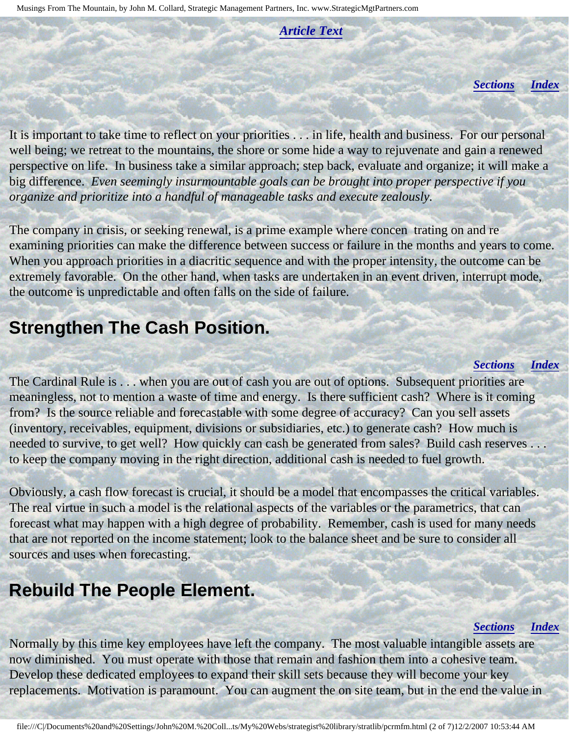***Article Text***

***Sections*** ***Index***

It is important to take time to reflect on your priorities . . . in life, health and business. For our personal well being; we retreat to the mountains, the shore or some hide a way to rejuvenate and gain a renewed perspective on life. In business take a similar approach; step back, evaluate and organize; it will make a big difference. *Even seemingly insurmountable goals can be brought into proper perspective if you organize and prioritize into a handful of manageable tasks and execute zealously.*

The company in crisis, or seeking renewal, is a prime example where concen trating on and re examining priorities can make the difference between success or failure in the months and years to come. When you approach priorities in a diacritic sequence and with the proper intensity, the outcome can be extremely favorable. On the other hand, when tasks are undertaken in an event driven, interrupt mode, the outcome is unpredictable and often falls on the side of failure.

## Strengthen The Cash Position.

***Sections*** ***Index***

The Cardinal Rule is . . . when you are out of cash you are out of options. Subsequent priorities are meaningless, not to mention a waste of time and energy. Is there sufficient cash? Where is it coming from? Is the source reliable and forecastable with some degree of accuracy? Can you sell assets (inventory, receivables, equipment, divisions or subsidiaries, etc.) to generate cash? How much is needed to survive, to get well? How quickly can cash be generated from sales? Build cash reserves . . . to keep the company moving in the right direction, additional cash is needed to fuel growth.

Obviously, a cash flow forecast is crucial, it should be a model that encompasses the critical variables. The real virtue in such a model is the relational aspects of the variables or the parametrics, that can forecast what may happen with a high degree of probability. Remember, cash is used for many needs that are not reported on the income statement; look to the balance sheet and be sure to consider all sources and uses when forecasting.

## Rebuild The People Element.

***Sections*** ***Index***

Normally by this time key employees have left the company. The most valuable intangible assets are now diminished. You must operate with those that remain and fashion them into a cohesive team. Develop these dedicated employees to expand their skill sets because they will become your key replacements. Motivation is paramount. You can augment the on site team, but in the end the value in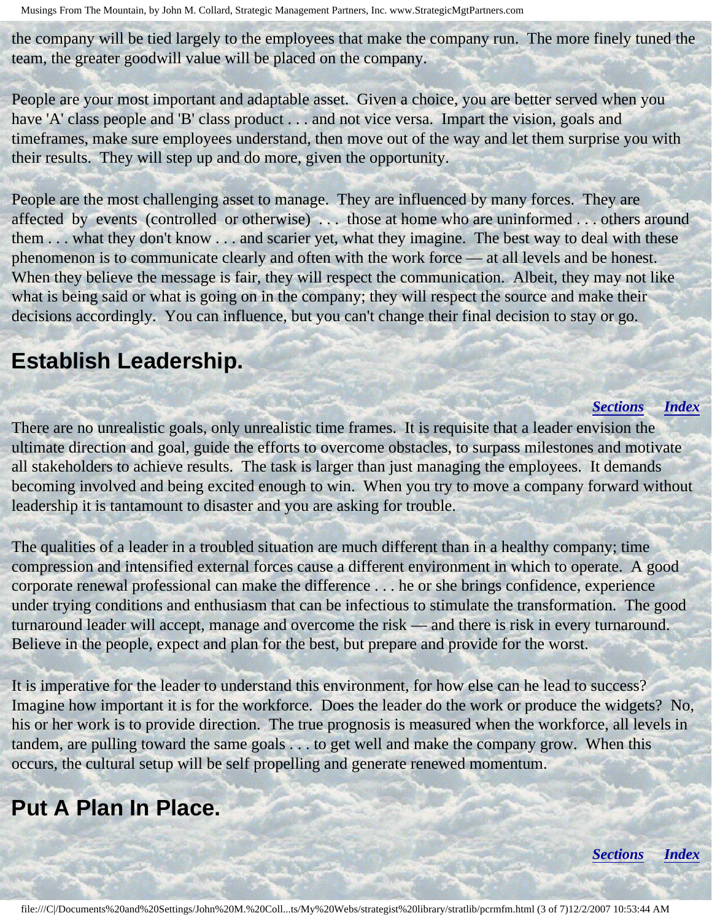the company will be tied largely to the employees that make the company run. The more finely tuned the team, the greater goodwill value will be placed on the company.

People are your most important and adaptable asset. Given a choice, you are better served when you have 'A' class people and 'B' class product . . . and not vice versa. Impart the vision, goals and timeframes, make sure employees understand, then move out of the way and let them surprise you with their results. They will step up and do more, given the opportunity.

People are the most challenging asset to manage. They are influenced by many forces. They are affected by events (controlled or otherwise) . . . those at home who are uninformed . . . others around them . . . what they don't know . . . and scarier yet, what they imagine. The best way to deal with these phenomenon is to communicate clearly and often with the work force — at all levels and be honest. When they believe the message is fair, they will respect the communication. Albeit, they may not like what is being said or what is going on in the company; they will respect the source and make their decisions accordingly. You can influence, but you can't change their final decision to stay or go.

## Establish Leadership.

***Sections*** ***Index***

There are no unrealistic goals, only unrealistic time frames. It is requisite that a leader envision the ultimate direction and goal, guide the efforts to overcome obstacles, to surpass milestones and motivate all stakeholders to achieve results. The task is larger than just managing the employees. It demands becoming involved and being excited enough to win. When you try to move a company forward without leadership it is tantamount to disaster and you are asking for trouble.

The qualities of a leader in a troubled situation are much different than in a healthy company; time compression and intensified external forces cause a different environment in which to operate. A good corporate renewal professional can make the difference . . . he or she brings confidence, experience under trying conditions and enthusiasm that can be infectious to stimulate the transformation. The good turnaround leader will accept, manage and overcome the risk — and there is risk in every turnaround. Believe in the people, expect and plan for the best, but prepare and provide for the worst.

It is imperative for the leader to understand this environment, for how else can he lead to success? Imagine how important it is for the workforce. Does the leader do the work or produce the widgets? No, his or her work is to provide direction. The true prognosis is measured when the workforce, all levels in tandem, are pulling toward the same goals . . . to get well and make the company grow. When this occurs, the cultural setup will be self propelling and generate renewed momentum.

## Put A Plan In Place.

***Sections*** ***Index***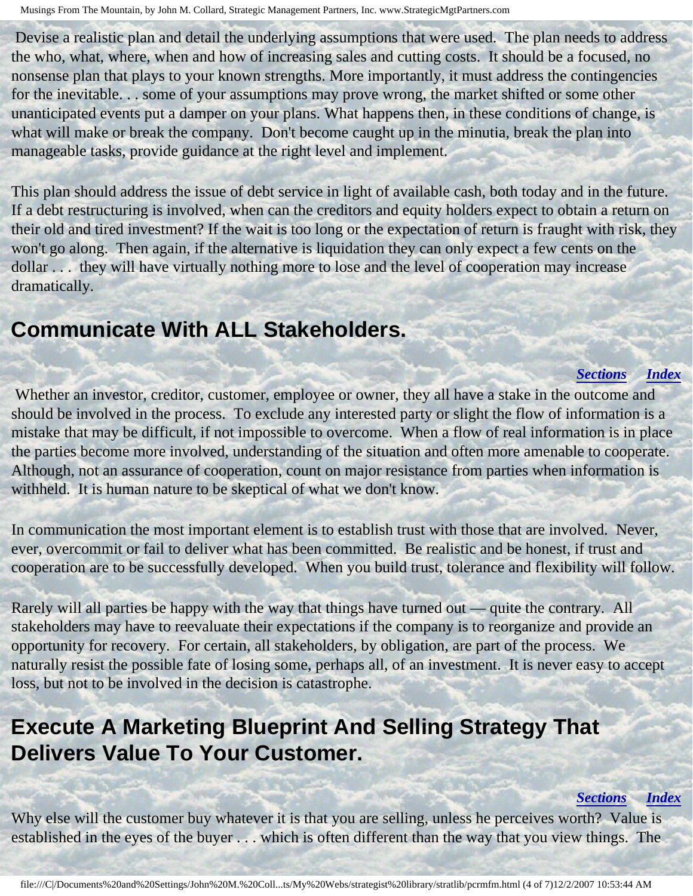Devise a realistic plan and detail the underlying assumptions that were used. The plan needs to address the who, what, where, when and how of increasing sales and cutting costs. It should be a focused, no nonsense plan that plays to your known strengths. More importantly, it must address the contingencies for the inevitable. . . some of your assumptions may prove wrong, the market shifted or some other unanticipated events put a damper on your plans. What happens then, in these conditions of change, is what will make or break the company. Don't become caught up in the minutia, break the plan into manageable tasks, provide guidance at the right level and implement.

This plan should address the issue of debt service in light of available cash, both today and in the future. If a debt restructuring is involved, when can the creditors and equity holders expect to obtain a return on their old and tired investment? If the wait is too long or the expectation of return is fraught with risk, they won't go along. Then again, if the alternative is liquidation they can only expect a few cents on the dollar . . . they will have virtually nothing more to lose and the level of cooperation may increase dramatically.

## Communicate With ALL Stakeholders.

***Sections*** ***Index***

Whether an investor, creditor, customer, employee or owner, they all have a stake in the outcome and should be involved in the process. To exclude any interested party or slight the flow of information is a mistake that may be difficult, if not impossible to overcome. When a flow of real information is in place the parties become more involved, understanding of the situation and often more amenable to cooperate. Although, not an assurance of cooperation, count on major resistance from parties when information is withheld. It is human nature to be skeptical of what we don't know.

In communication the most important element is to establish trust with those that are involved. Never, ever, overcommit or fail to deliver what has been committed. Be realistic and be honest, if trust and cooperation are to be successfully developed. When you build trust, tolerance and flexibility will follow.

Rarely will all parties be happy with the way that things have turned out — quite the contrary. All stakeholders may have to reevaluate their expectations if the company is to reorganize and provide an opportunity for recovery. For certain, all stakeholders, by obligation, are part of the process. We naturally resist the possible fate of losing some, perhaps all, of an investment. It is never easy to accept loss, but not to be involved in the decision is catastrophe.

## Execute A Marketing Blueprint And Selling Strategy That Delivers Value To Your Customer.

***Sections*** ***Index***

Why else will the customer buy whatever it is that you are selling, unless he perceives worth? Value is established in the eyes of the buyer . . . which is often different than the way that you view things. The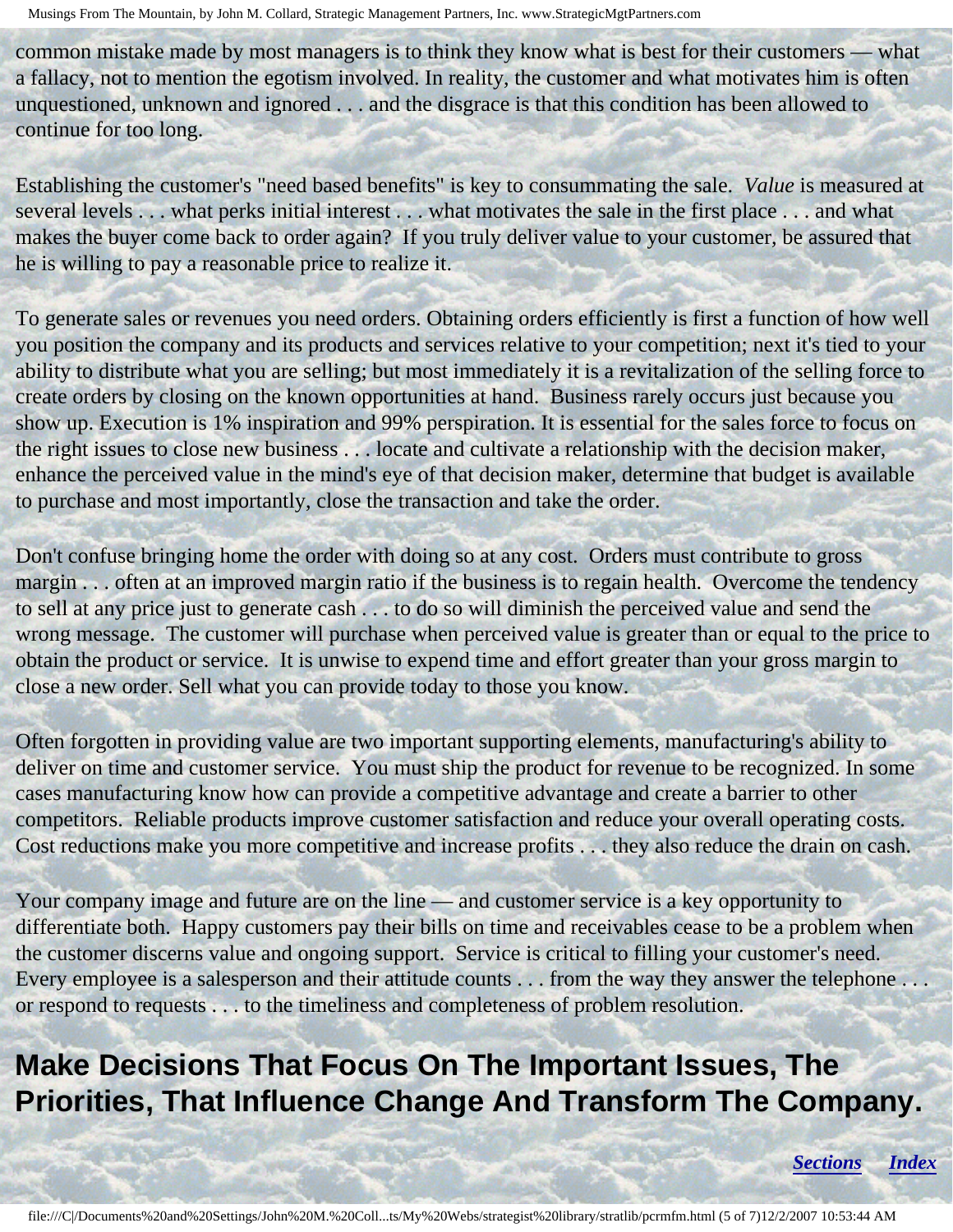common mistake made by most managers is to think they know what is best for their customers — what a fallacy, not to mention the egotism involved. In reality, the customer and what motivates him is often unquestioned, unknown and ignored . . . and the disgrace is that this condition has been allowed to continue for too long.

Establishing the customer's "need based benefits" is key to consummating the sale. *Value* is measured at several levels . . . what perks initial interest . . . what motivates the sale in the first place . . . and what makes the buyer come back to order again? If you truly deliver value to your customer, be assured that he is willing to pay a reasonable price to realize it.

To generate sales or revenues you need orders. Obtaining orders efficiently is first a function of how well you position the company and its products and services relative to your competition; next it's tied to your ability to distribute what you are selling; but most immediately it is a revitalization of the selling force to create orders by closing on the known opportunities at hand. Business rarely occurs just because you show up. Execution is 1% inspiration and 99% perspiration. It is essential for the sales force to focus on the right issues to close new business . . . locate and cultivate a relationship with the decision maker, enhance the perceived value in the mind's eye of that decision maker, determine that budget is available to purchase and most importantly, close the transaction and take the order.

Don't confuse bringing home the order with doing so at any cost. Orders must contribute to gross margin . . . often at an improved margin ratio if the business is to regain health. Overcome the tendency to sell at any price just to generate cash . . . to do so will diminish the perceived value and send the wrong message. The customer will purchase when perceived value is greater than or equal to the price to obtain the product or service. It is unwise to expend time and effort greater than your gross margin to close a new order. Sell what you can provide today to those you know.

Often forgotten in providing value are two important supporting elements, manufacturing's ability to deliver on time and customer service. You must ship the product for revenue to be recognized. In some cases manufacturing know how can provide a competitive advantage and create a barrier to other competitors. Reliable products improve customer satisfaction and reduce your overall operating costs. Cost reductions make you more competitive and increase profits . . . they also reduce the drain on cash.

Your company image and future are on the line — and customer service is a key opportunity to differentiate both. Happy customers pay their bills on time and receivables cease to be a problem when the customer discerns value and ongoing support. Service is critical to filling your customer's need. Every employee is a salesperson and their attitude counts . . . from the way they answer the telephone . . . or respond to requests . . . to the timeliness and completeness of problem resolution.

## Make Decisions That Focus On The Important Issues, The Priorities, That Influence Change And Transform The Company.

***Sections*** ***Index***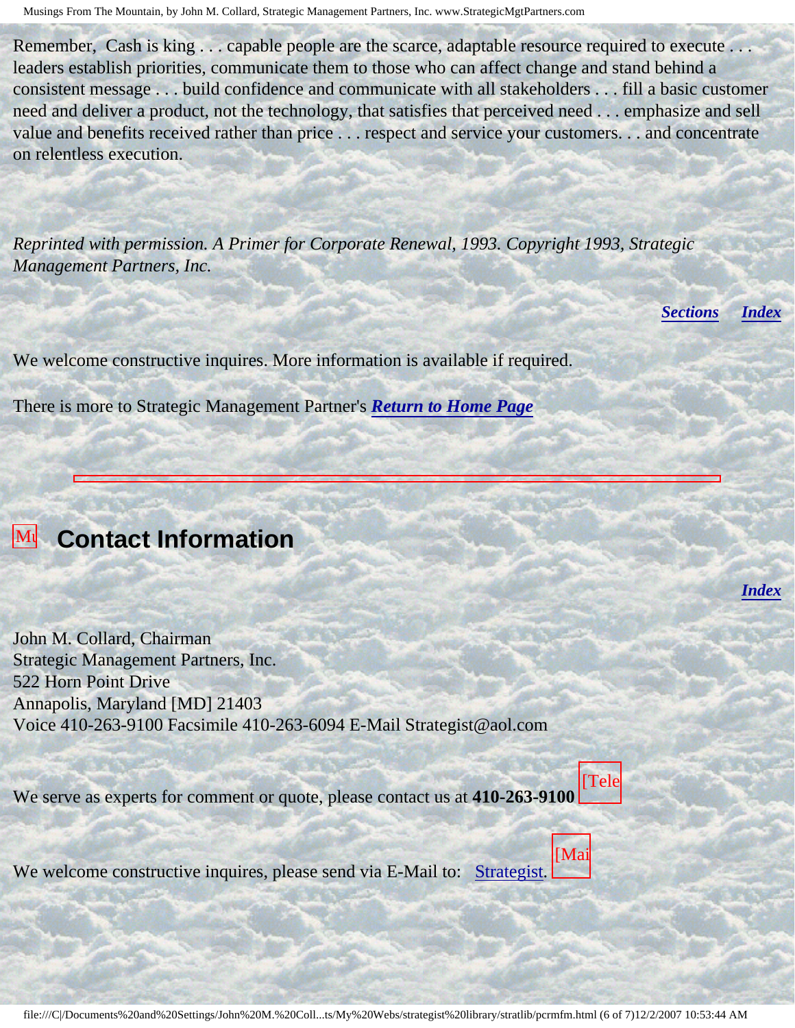Remember, Cash is king . . . capable people are the scarce, adaptable resource required to execute . . . leaders establish priorities, communicate them to those who can affect change and stand behind a consistent message . . . build confidence and communicate with all stakeholders . . . fill a basic customer need and deliver a product, not the technology, that satisfies that perceived need . . . emphasize and sell value and benefits received rather than price . . . respect and service your customers. . . and concentrate on relentless execution.

*Reprinted with permission. A Primer for Corporate Renewal, 1993. Copyright 1993, Strategic Management Partners, Inc.*

***Sections*** ***Index***

We welcome constructive inquires. More information is available if required.

There is more to Strategic Management Partner's ***Return to Home Page***

---

## Contact Information

***Index***

John M. Collard, Chairman
Strategic Management Partners, Inc.
522 Horn Point Drive
Annapolis, Maryland [MD] 21403
Voice 410-263-9100 Facsimile 410-263-6094 E-Mail Strategist@aol.com

We serve as experts for comment or quote, please contact us at **410-263-9100**

We welcome constructive inquires, please send via E-Mail to: Strategist.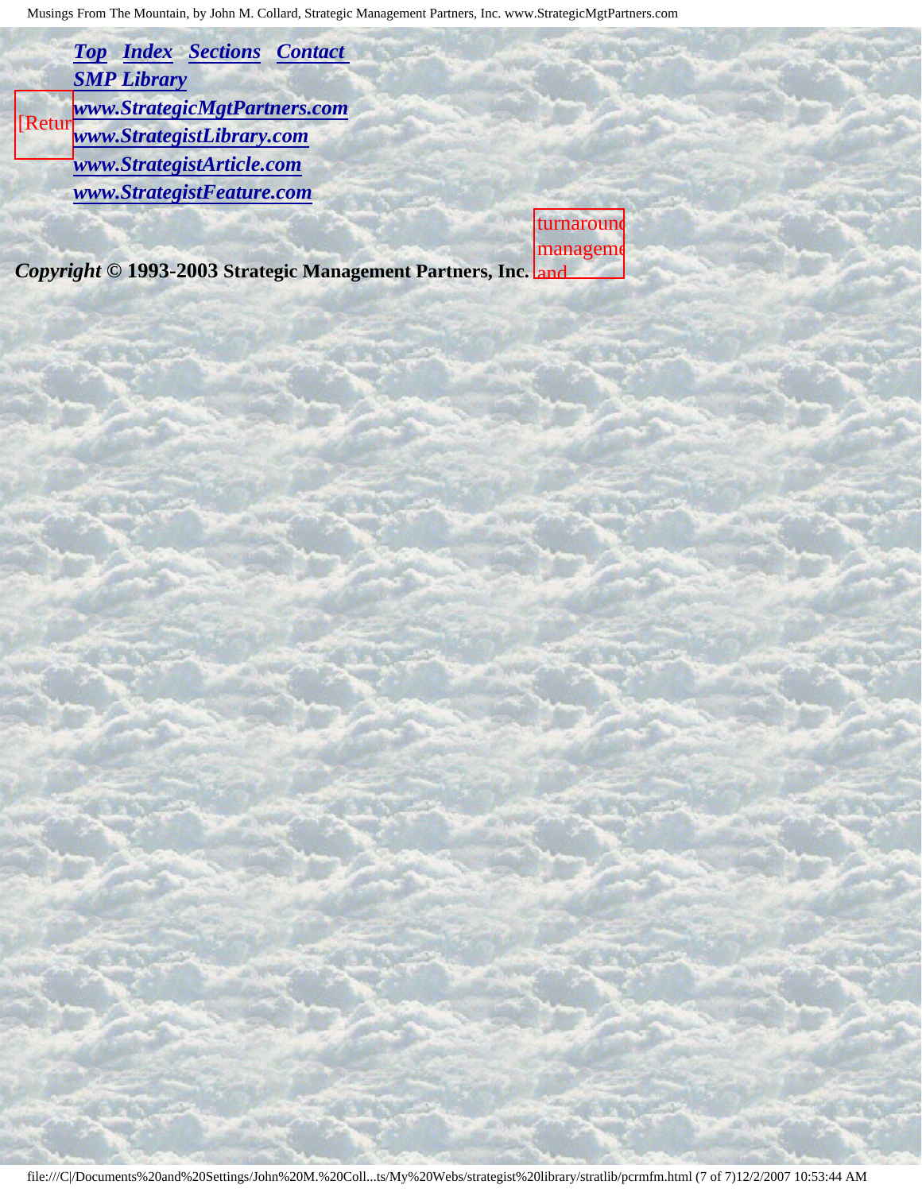[Retur

***[Top](#) [Index](#) [Sections](#) [Contact](#)***
***[SMP Library](#)***
***[www.StrategicMgtPartners.com](#)***
***[www.StrategistLibrary.com](#)***
***[www.StrategistArticle.com](#)***
***[www.StrategistFeature.com](#)***

***Copyright*** **© 1993-2003 Strategic Management Partners, Inc.** turnaround manageme and